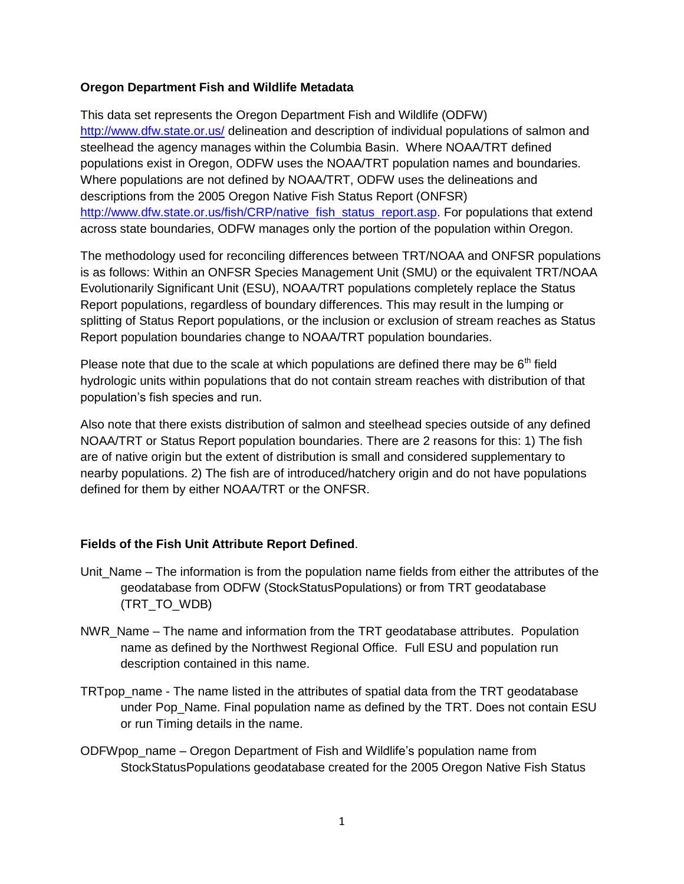**Oregon Department Fish and Wildlife Metadata**

This data set represents the Oregon Department Fish and Wildlife (ODFW) http://www.dfw.state.or.us/ delineation and description of individual populations of salmon and steelhead the agency manages within the Columbia Basin. Where NOAA/TRT defined populations exist in Oregon, ODFW uses the NOAA/TRT population names and boundaries. Where populations are not defined by NOAA/TRT, ODFW uses the delineations and descriptions from the 2005 Oregon Native Fish Status Report (ONFSR) http://www.dfw.state.or.us/fish/CRP/native_fish_status_report.asp. For populations that extend across state boundaries, ODFW manages only the portion of the population within Oregon.

The methodology used for reconciling differences between TRT/NOAA and ONFSR populations is as follows: Within an ONFSR Species Management Unit (SMU) or the equivalent TRT/NOAA Evolutionarily Significant Unit (ESU), NOAA/TRT populations completely replace the Status Report populations, regardless of boundary differences. This may result in the lumping or splitting of Status Report populations, or the inclusion or exclusion of stream reaches as Status Report population boundaries change to NOAA/TRT population boundaries.

Please note that due to the scale at which populations are defined there may be 6th field hydrologic units within populations that do not contain stream reaches with distribution of that population's fish species and run.

Also note that there exists distribution of salmon and steelhead species outside of any defined NOAA/TRT or Status Report population boundaries. There are 2 reasons for this: 1) The fish are of native origin but the extent of distribution is small and considered supplementary to nearby populations. 2) The fish are of introduced/hatchery origin and do not have populations defined for them by either NOAA/TRT or the ONFSR.

**Fields of the Fish Unit Attribute Report Defined**.

Unit_Name – The information is from the population name fields from either the attributes of the geodatabase from ODFW (StockStatusPopulations) or from TRT geodatabase (TRT_TO_WDB)

NWR_Name – The name and information from the TRT geodatabase attributes. Population name as defined by the Northwest Regional Office. Full ESU and population run description contained in this name.

TRTpop_name - The name listed in the attributes of spatial data from the TRT geodatabase under Pop_Name. Final population name as defined by the TRT. Does not contain ESU or run Timing details in the name.

ODFWpop_name – Oregon Department of Fish and Wildlife's population name from StockStatusPopulations geodatabase created for the 2005 Oregon Native Fish Status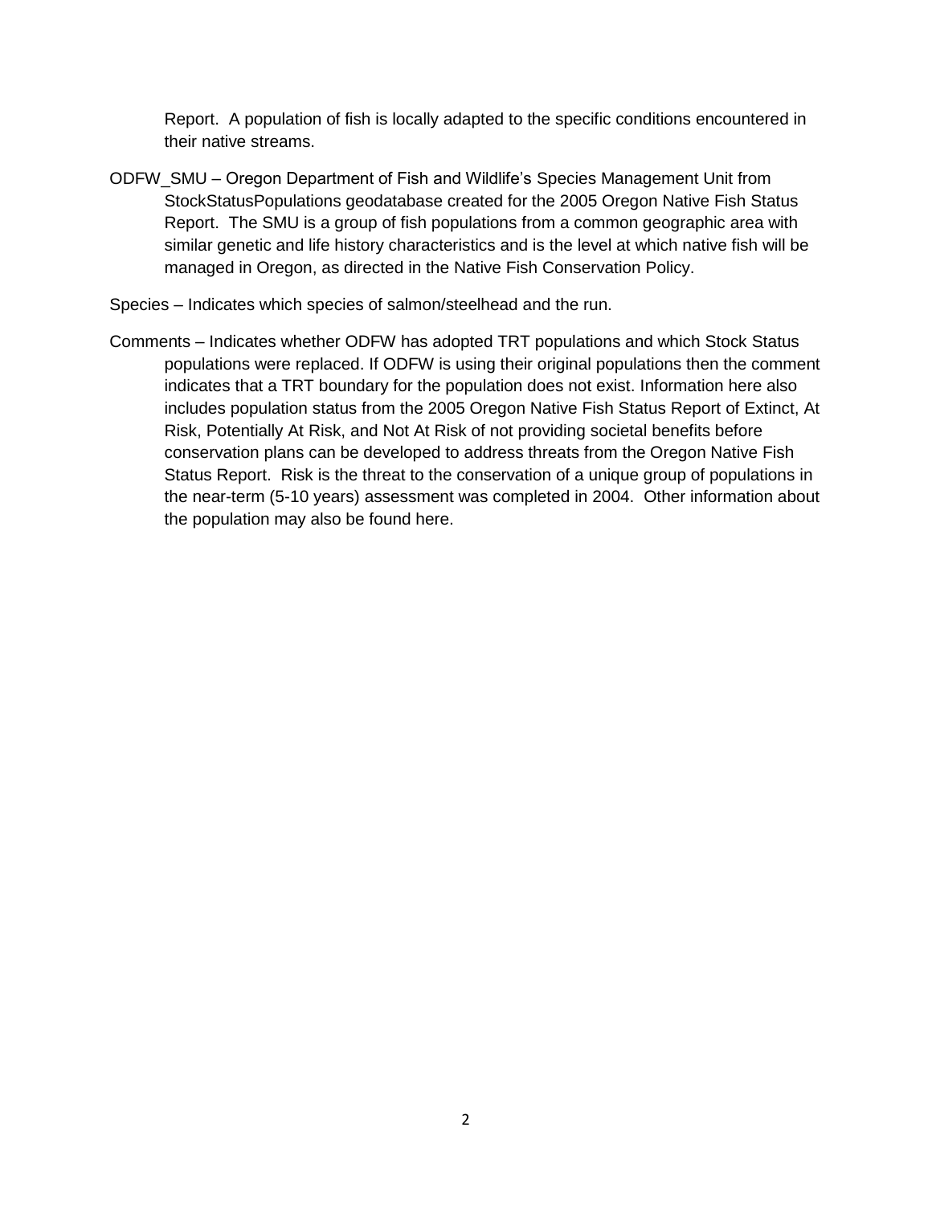Report. A population of fish is locally adapted to the specific conditions encountered in their native streams.

ODFW_SMU – Oregon Department of Fish and Wildlife's Species Management Unit from StockStatusPopulations geodatabase created for the 2005 Oregon Native Fish Status Report. The SMU is a group of fish populations from a common geographic area with similar genetic and life history characteristics and is the level at which native fish will be managed in Oregon, as directed in the Native Fish Conservation Policy.

Species – Indicates which species of salmon/steelhead and the run.

Comments – Indicates whether ODFW has adopted TRT populations and which Stock Status populations were replaced. If ODFW is using their original populations then the comment indicates that a TRT boundary for the population does not exist. Information here also includes population status from the 2005 Oregon Native Fish Status Report of Extinct, At Risk, Potentially At Risk, and Not At Risk of not providing societal benefits before conservation plans can be developed to address threats from the Oregon Native Fish Status Report. Risk is the threat to the conservation of a unique group of populations in the near-term (5-10 years) assessment was completed in 2004. Other information about the population may also be found here.